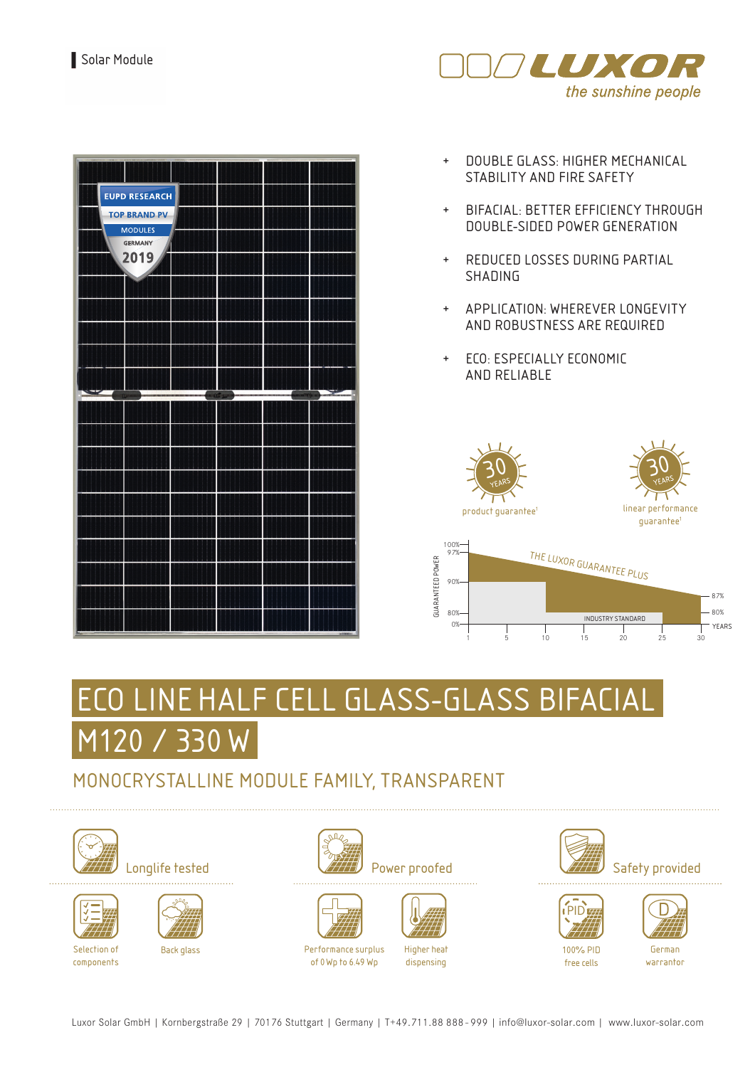Solar Module

LUXOR
*the sunshine people*

EUPD RESEARCH TOP BRAND PV MODULES GERMANY 2019

- DOUBLE GLASS: HIGHER MECHANICAL STABILITY AND FIRE SAFETY
- BIFACIAL: BETTER EFFICIENCY THROUGH DOUBLE-SIDED POWER GENERATION
- REDUCED LOSSES DURING PARTIAL SHADING
- APPLICATION: WHEREVER LONGEVITY AND ROBUSTNESS ARE REQUIRED
- ECO: ESPECIALLY ECONOMIC AND RELIABLE

30 YEARS product guarantee[1]

30 YEARS linear performance guarantee[1]

GUARANTEED POWER: 100%, 97%, 90%, 80%, 0% — THE LUXOR GUARANTEE PLUS — 87%, 80% — INDUSTRY STANDARD — YEARS: 1, 5, 10, 15, 20, 25, 30

# ECO LINE HALF CELL GLASS-GLASS BIFACIAL M120 / 330 W

## MONOCRYSTALLINE MODULE FAMILY, TRANSPARENT

**Longlife tested**
- Selection of components
- Back glass

**Power proofed**
- Performance surplus of 0 Wp to 6.49 Wp
- Higher heat dispensing

**Safety provided**
- 100% PID free cells
- German warrantor

Luxor Solar GmbH | Kornbergstraße 29 | 70176 Stuttgart | Germany | T+49.711.88 888 - 999 | info@luxor-solar.com | www.luxor-solar.com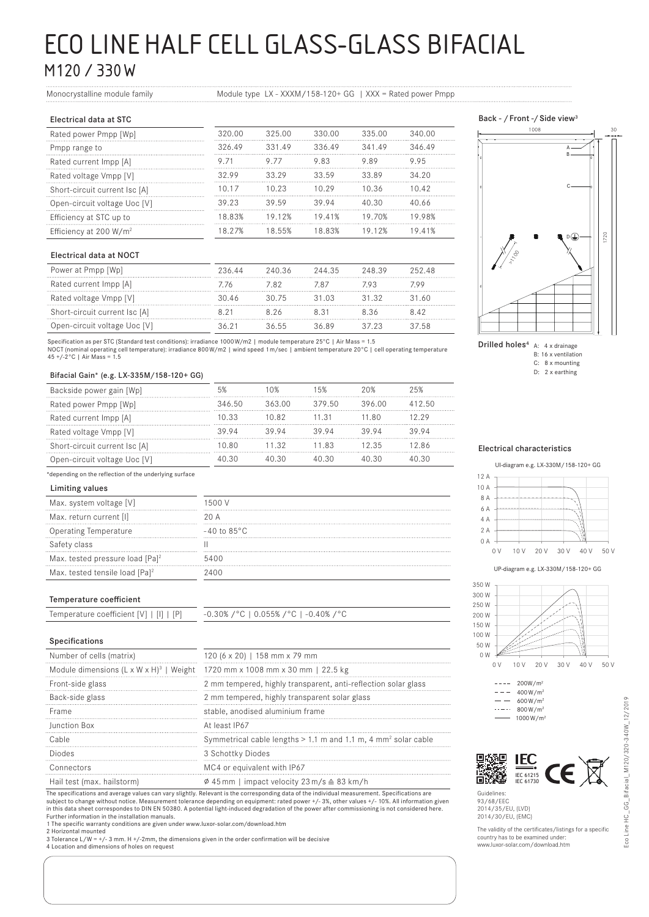# ECO LINE HALF CELL GLASS-GLASS BIFACIAL

## M120 / 330 W

Monocrystalline module family — Module type LX - XXXM/158-120+ GG | XXX = Rated power Pmpp

### Electrical data at STC

| | | | | | |
|---|---|---|---|---|---|
| Rated power Pmpp [Wp] | 320.00 | 325.00 | 330.00 | 335.00 | 340.00 |
| Pmpp range to | 326.49 | 331.49 | 336.49 | 341.49 | 346.49 |
| Rated current Impp [A] | 9.71 | 9.77 | 9.83 | 9.89 | 9.95 |
| Rated voltage Vmpp [V] | 32.99 | 33.29 | 33.59 | 33.89 | 34.20 |
| Short-circuit current Isc [A] | 10.17 | 10.23 | 10.29 | 10.36 | 10.42 |
| Open-circuit voltage Uoc [V] | 39.23 | 39.59 | 39.94 | 40.30 | 40.66 |
| Efficiency at STC up to | 18.83% | 19.12% | 19.41% | 19.70% | 19.98% |
| Efficiency at 200 W/m² | 18.27% | 18.55% | 18.83% | 19.12% | 19.41% |

### Electrical data at NOCT

| | | | | | |
|---|---|---|---|---|---|
| Power at Pmpp [Wp] | 236.44 | 240.36 | 244.35 | 248.39 | 252.48 |
| Rated current Impp [A] | 7.76 | 7.82 | 7.87 | 7.93 | 7.99 |
| Rated voltage Vmpp [V] | 30.46 | 30.75 | 31.03 | 31.32 | 31.60 |
| Short-circuit current Isc [A] | 8.21 | 8.26 | 8.31 | 8.36 | 8.42 |
| Open-circuit voltage Uoc [V] | 36.21 | 36.55 | 36.89 | 37.23 | 37.58 |

Specification as per STC (Standard test conditions): irradiance 1000 W/m2 | module temperature 25°C | Air Mass = 1.5
NOCT (nominal operating cell temperature): irradiance 800 W/m2 | wind speed 1 m/sec | ambient temperature 20°C | cell operating temperature 45 +/-2°C | Air Mass = 1.5

### Bifacial Gain* (e.g. LX-335M/158-120+ GG)

| | | | | | |
|---|---|---|---|---|---|
| Backside power gain [Wp] | 5% | 10% | 15% | 20% | 25% |
| Rated power Pmpp [Wp] | 346.50 | 363.00 | 379.50 | 396.00 | 412.50 |
| Rated current Impp [A] | 10.33 | 10.82 | 11.31 | 11.80 | 12.29 |
| Rated voltage Vmpp [V] | 39.94 | 39.94 | 39.94 | 39.94 | 39.94 |
| Short-circuit current Isc [A] | 10.80 | 11.32 | 11.83 | 12.35 | 12.86 |
| Open-circuit voltage Uoc [V] | 40.30 | 40.30 | 40.30 | 40.30 | 40.30 |

*depending on the reflection of the underlying surface

### Limiting values

| | |
|---|---|
| Max. system voltage [V] | 1500 V |
| Max. return current [I] | 20 A |
| Operating Temperature | -40 to 85°C |
| Safety class | II |
| Max. tested pressure load [Pa][2] | 5400 |
| Max. tested tensile load [Pa][2] | 2400 |

### Temperature coefficient

| | |
|---|---|
| Temperature coefficient [V] \| [I] \| [P] | -0.30% /°C \| 0.055% /°C \| -0.40% /°C |

### Specifications

| | |
|---|---|
| Number of cells (matrix) | 120 (6 x 20) \| 158 mm x 79 mm |
| Module dimensions (L x W x H)[3] \| Weight | 1720 mm x 1008 mm x 30 mm \| 22.5 kg |
| Front-side glass | 2 mm tempered, highly transparent, anti-reflection solar glass |
| Back-side glass | 2 mm tempered, highly transparent solar glass |
| Frame | stable, anodised aluminium frame |
| Junction Box | At least IP67 |
| Cable | Symmetrical cable lengths > 1.1 m and 1.1 m, 4 mm² solar cable |
| Diodes | 3 Schottky Diodes |
| Connectors | MC4 or equivalent with IP67 |
| Hail test (max. hailstorm) | Ø 45 mm \| impact velocity 23 m/s ≙ 83 km/h |

The specifications and average values can vary slightly. Relevant is the corresponding data of the individual measurement. Specifications are subject to change without notice. Measurement tolerance depending on equipment: rated power +/- 3%, other values +/- 10%. All information given in this data sheet correspondes to DIN EN 50380. A potential light-induced degradation of the power after commissioning is not considered here. Further information in the installation manuals.
1 The specific warranty conditions are given under www.luxor-solar.com/download.htm
2 Horizontal mounted
3 Tolerance L/W = +/- 3 mm. H +/-2mm, the dimensions given in the order confirmation will be decisive
4 Location and dimensions of holes on request

### Back - / Front -/ Side view[3]

1008
30
1720
A
B
C
D
>1100

Drilled holes[4]
A: 4 x drainage
B: 16 x ventilation
C: 8 x mounting
D: 2 x earthing

### Electrical characteristics

UI-diagram e.g. LX-330M/158-120+ GG

12 A
10 A
8 A
6 A
4 A
2 A
0 A
0 V 10 V 20 V 30 V 40 V 50 V

UP-diagram e.g. LX-330M/158-120+ GG

350 W
300 W
250 W
200 W
150 W
100 W
50 W
0 W
0 V 10 V 20 V 30 V 40 V 50 V

200 W/m²
400 W/m²
600 W/m²
800 W/m²
1000 W/m²

IEC 61215
IEC 61730

Guidelines:
93/68/EEC
2014/35/EU, (LVD)
2014/30/EU, (EMC)

The validity of the certificates/listings for a specific country has to be examined under: www.luxor-solar.com/download.htm

Eco Line HC_GG_Bifacial_M120/320-340W_12/2019